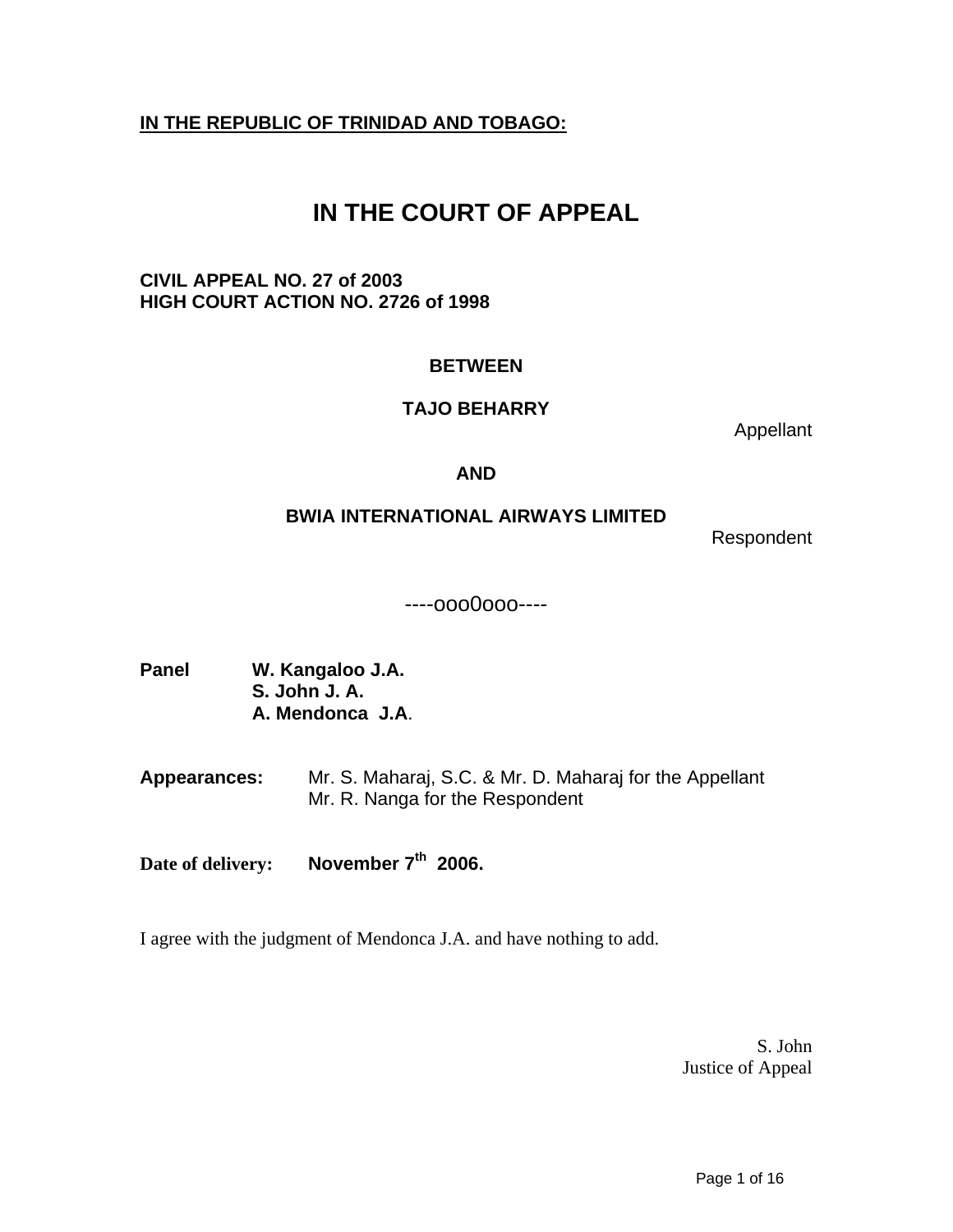**IN THE REPUBLIC OF TRINIDAD AND TOBAGO:**

# IN THE COURT OF APPEAL

**CIVIL APPEAL NO. 27 of 2003**
**HIGH COURT ACTION NO. 2726 of 1998**

**BETWEEN**

**TAJO BEHARRY**

Appellant

**AND**

**BWIA INTERNATIONAL AIRWAYS LIMITED**

Respondent

----ooo0ooo----

**Panel** **W. Kangaloo J.A.**
**S. John J. A.**
**A. Mendonca J.A.**

**Appearances:** Mr. S. Maharaj, S.C. & Mr. D. Maharaj for the Appellant
Mr. R. Nanga for the Respondent

**Date of delivery:** **November 7th 2006.**

I agree with the judgment of Mendonca J.A. and have nothing to add.

S. John
Justice of Appeal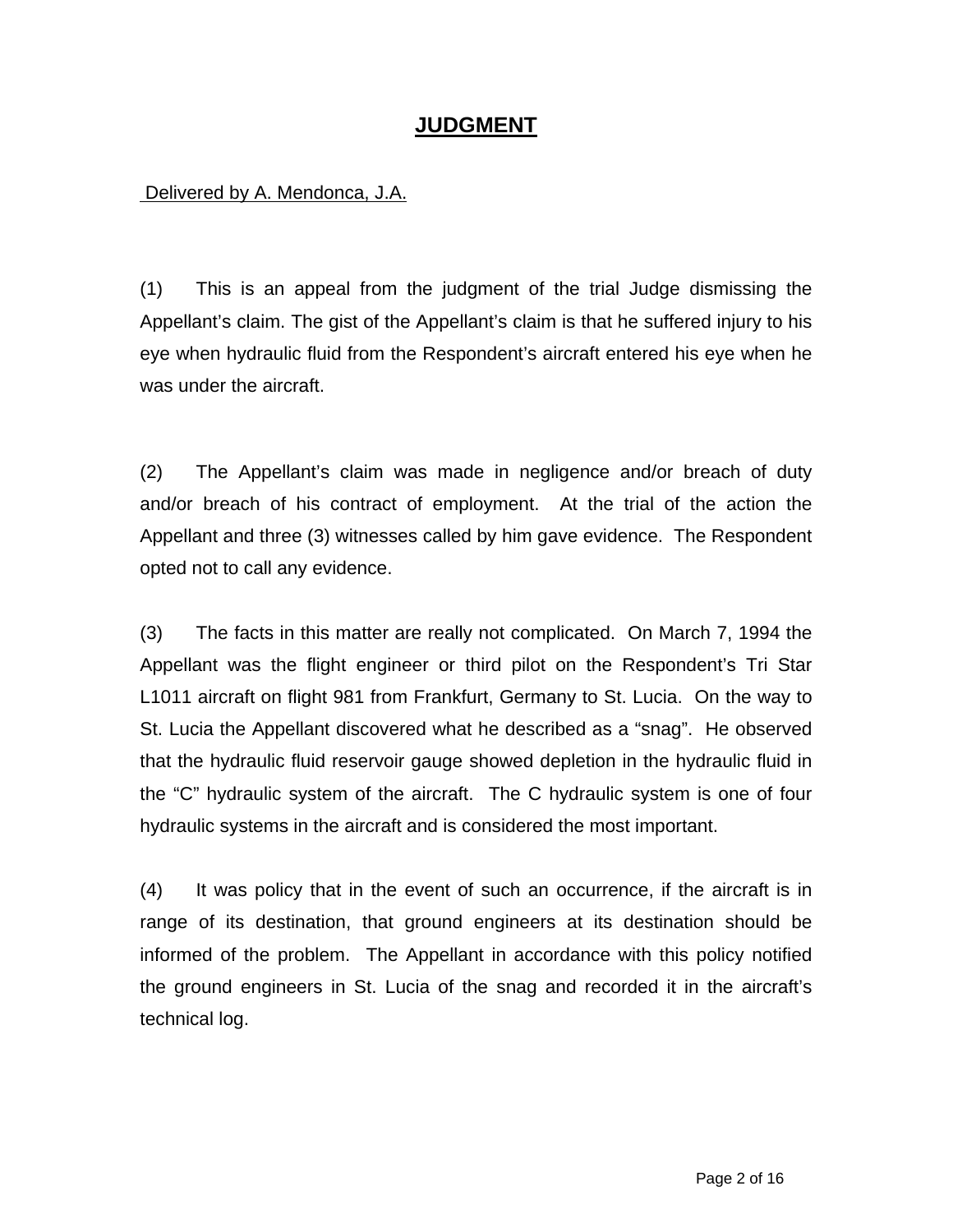# JUDGMENT

Delivered by A. Mendonca, J.A.

(1) This is an appeal from the judgment of the trial Judge dismissing the Appellant's claim. The gist of the Appellant's claim is that he suffered injury to his eye when hydraulic fluid from the Respondent's aircraft entered his eye when he was under the aircraft.

(2) The Appellant's claim was made in negligence and/or breach of duty and/or breach of his contract of employment. At the trial of the action the Appellant and three (3) witnesses called by him gave evidence. The Respondent opted not to call any evidence.

(3) The facts in this matter are really not complicated. On March 7, 1994 the Appellant was the flight engineer or third pilot on the Respondent's Tri Star L1011 aircraft on flight 981 from Frankfurt, Germany to St. Lucia. On the way to St. Lucia the Appellant discovered what he described as a "snag". He observed that the hydraulic fluid reservoir gauge showed depletion in the hydraulic fluid in the "C" hydraulic system of the aircraft. The C hydraulic system is one of four hydraulic systems in the aircraft and is considered the most important.

(4) It was policy that in the event of such an occurrence, if the aircraft is in range of its destination, that ground engineers at its destination should be informed of the problem. The Appellant in accordance with this policy notified the ground engineers in St. Lucia of the snag and recorded it in the aircraft's technical log.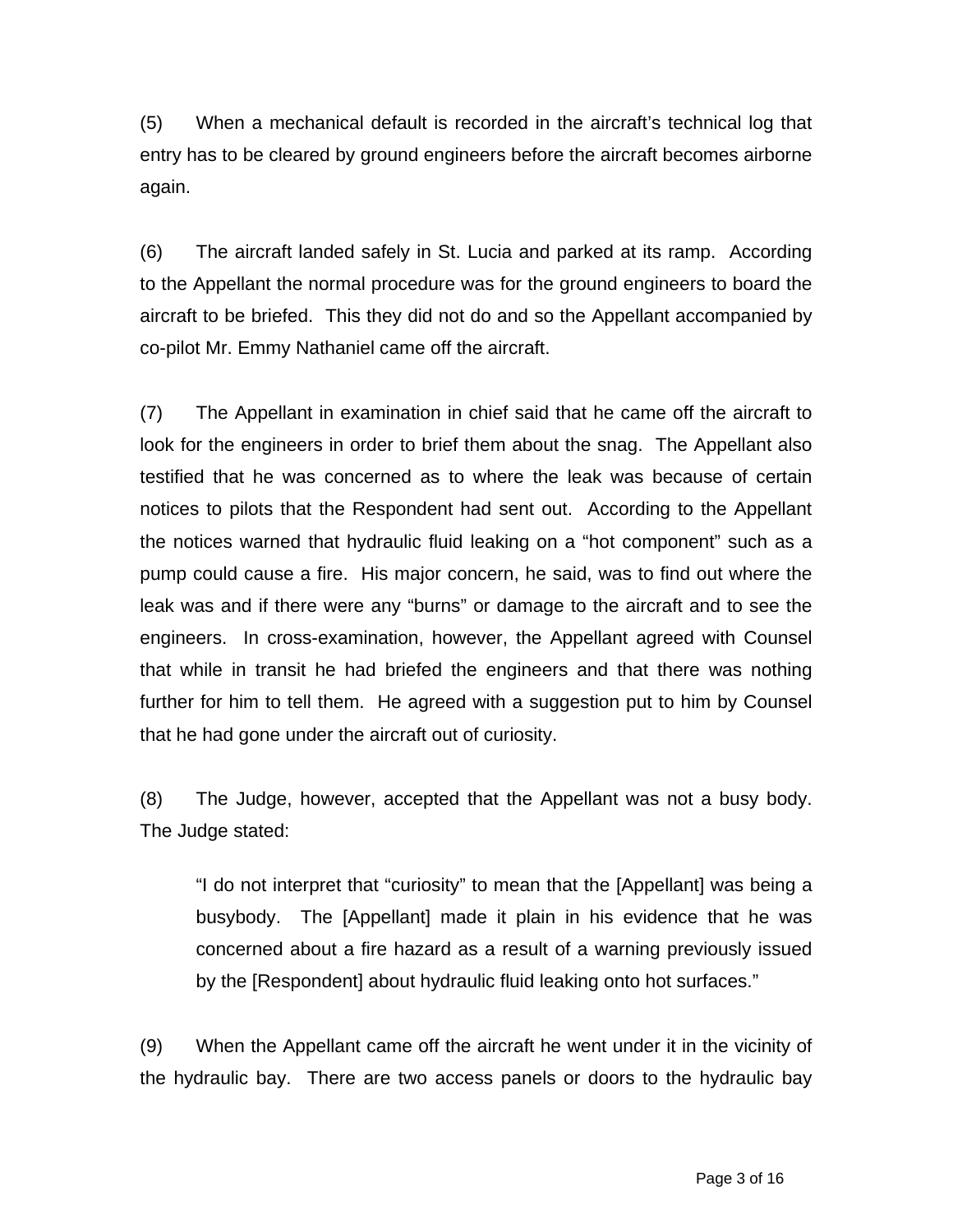(5) When a mechanical default is recorded in the aircraft's technical log that entry has to be cleared by ground engineers before the aircraft becomes airborne again.

(6) The aircraft landed safely in St. Lucia and parked at its ramp. According to the Appellant the normal procedure was for the ground engineers to board the aircraft to be briefed. This they did not do and so the Appellant accompanied by co-pilot Mr. Emmy Nathaniel came off the aircraft.

(7) The Appellant in examination in chief said that he came off the aircraft to look for the engineers in order to brief them about the snag. The Appellant also testified that he was concerned as to where the leak was because of certain notices to pilots that the Respondent had sent out. According to the Appellant the notices warned that hydraulic fluid leaking on a "hot component" such as a pump could cause a fire. His major concern, he said, was to find out where the leak was and if there were any "burns" or damage to the aircraft and to see the engineers. In cross-examination, however, the Appellant agreed with Counsel that while in transit he had briefed the engineers and that there was nothing further for him to tell them. He agreed with a suggestion put to him by Counsel that he had gone under the aircraft out of curiosity.

(8) The Judge, however, accepted that the Appellant was not a busy body. The Judge stated:

> "I do not interpret that "curiosity" to mean that the [Appellant] was being a busybody. The [Appellant] made it plain in his evidence that he was concerned about a fire hazard as a result of a warning previously issued by the [Respondent] about hydraulic fluid leaking onto hot surfaces."

(9) When the Appellant came off the aircraft he went under it in the vicinity of the hydraulic bay. There are two access panels or doors to the hydraulic bay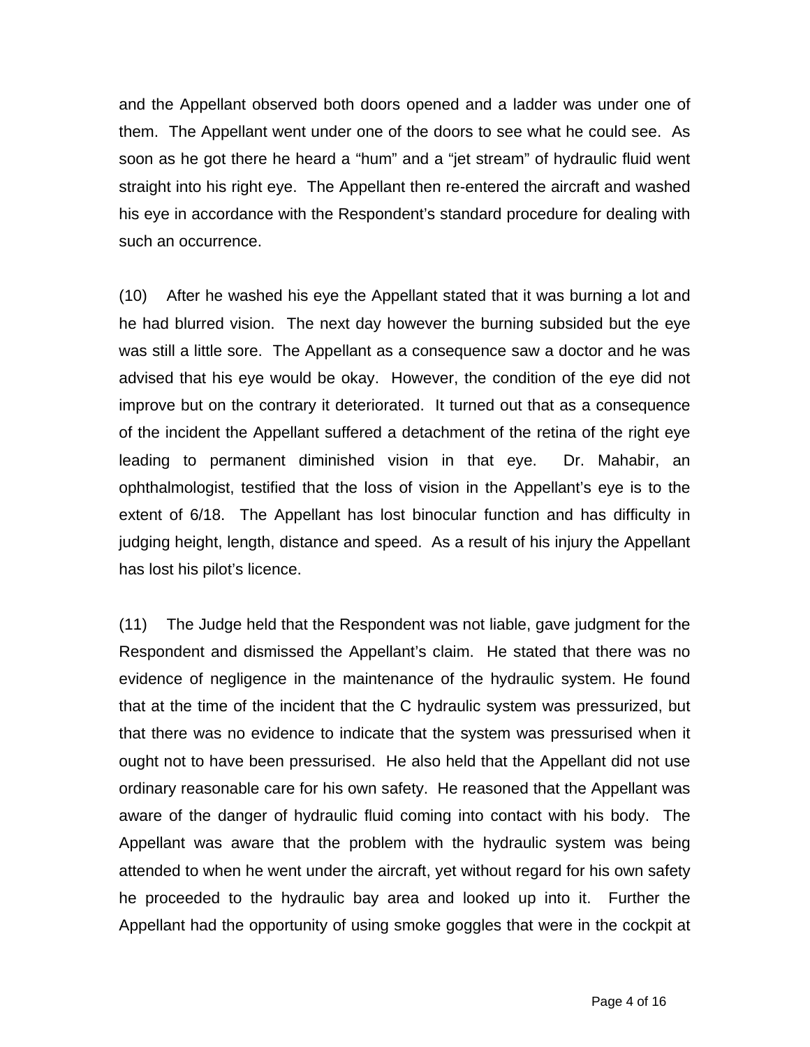and the Appellant observed both doors opened and a ladder was under one of them. The Appellant went under one of the doors to see what he could see. As soon as he got there he heard a "hum" and a "jet stream" of hydraulic fluid went straight into his right eye. The Appellant then re-entered the aircraft and washed his eye in accordance with the Respondent's standard procedure for dealing with such an occurrence.

(10) After he washed his eye the Appellant stated that it was burning a lot and he had blurred vision. The next day however the burning subsided but the eye was still a little sore. The Appellant as a consequence saw a doctor and he was advised that his eye would be okay. However, the condition of the eye did not improve but on the contrary it deteriorated. It turned out that as a consequence of the incident the Appellant suffered a detachment of the retina of the right eye leading to permanent diminished vision in that eye. Dr. Mahabir, an ophthalmologist, testified that the loss of vision in the Appellant's eye is to the extent of 6/18. The Appellant has lost binocular function and has difficulty in judging height, length, distance and speed. As a result of his injury the Appellant has lost his pilot's licence.

(11) The Judge held that the Respondent was not liable, gave judgment for the Respondent and dismissed the Appellant's claim. He stated that there was no evidence of negligence in the maintenance of the hydraulic system. He found that at the time of the incident that the C hydraulic system was pressurized, but that there was no evidence to indicate that the system was pressurised when it ought not to have been pressurised. He also held that the Appellant did not use ordinary reasonable care for his own safety. He reasoned that the Appellant was aware of the danger of hydraulic fluid coming into contact with his body. The Appellant was aware that the problem with the hydraulic system was being attended to when he went under the aircraft, yet without regard for his own safety he proceeded to the hydraulic bay area and looked up into it. Further the Appellant had the opportunity of using smoke goggles that were in the cockpit at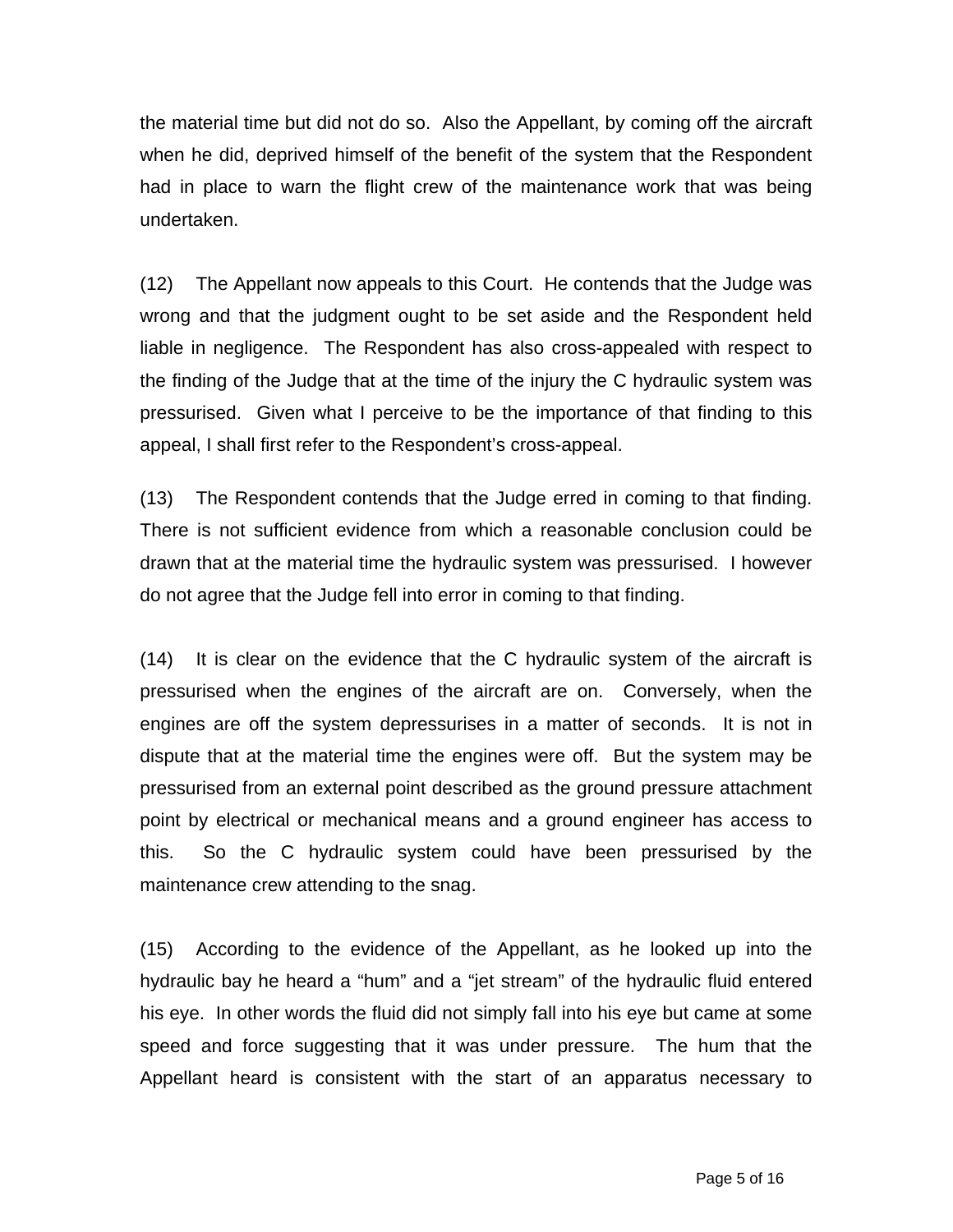the material time but did not do so. Also the Appellant, by coming off the aircraft when he did, deprived himself of the benefit of the system that the Respondent had in place to warn the flight crew of the maintenance work that was being undertaken.

(12) The Appellant now appeals to this Court. He contends that the Judge was wrong and that the judgment ought to be set aside and the Respondent held liable in negligence. The Respondent has also cross-appealed with respect to the finding of the Judge that at the time of the injury the C hydraulic system was pressurised. Given what I perceive to be the importance of that finding to this appeal, I shall first refer to the Respondent's cross-appeal.

(13) The Respondent contends that the Judge erred in coming to that finding. There is not sufficient evidence from which a reasonable conclusion could be drawn that at the material time the hydraulic system was pressurised. I however do not agree that the Judge fell into error in coming to that finding.

(14) It is clear on the evidence that the C hydraulic system of the aircraft is pressurised when the engines of the aircraft are on. Conversely, when the engines are off the system depressurises in a matter of seconds. It is not in dispute that at the material time the engines were off. But the system may be pressurised from an external point described as the ground pressure attachment point by electrical or mechanical means and a ground engineer has access to this. So the C hydraulic system could have been pressurised by the maintenance crew attending to the snag.

(15) According to the evidence of the Appellant, as he looked up into the hydraulic bay he heard a "hum" and a "jet stream" of the hydraulic fluid entered his eye. In other words the fluid did not simply fall into his eye but came at some speed and force suggesting that it was under pressure. The hum that the Appellant heard is consistent with the start of an apparatus necessary to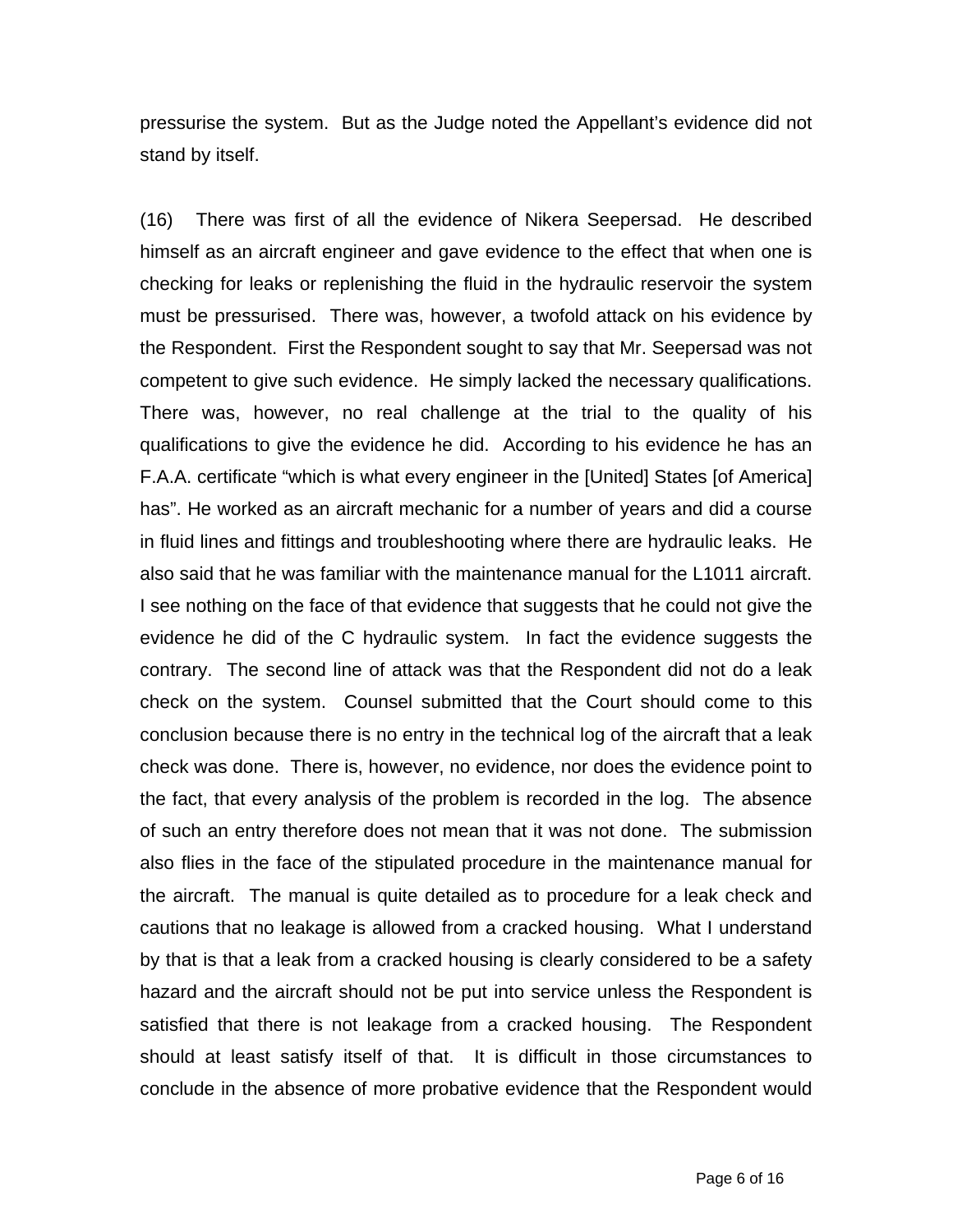pressurise the system. But as the Judge noted the Appellant's evidence did not stand by itself.

(16) There was first of all the evidence of Nikera Seepersad. He described himself as an aircraft engineer and gave evidence to the effect that when one is checking for leaks or replenishing the fluid in the hydraulic reservoir the system must be pressurised. There was, however, a twofold attack on his evidence by the Respondent. First the Respondent sought to say that Mr. Seepersad was not competent to give such evidence. He simply lacked the necessary qualifications. There was, however, no real challenge at the trial to the quality of his qualifications to give the evidence he did. According to his evidence he has an F.A.A. certificate "which is what every engineer in the [United] States [of America] has". He worked as an aircraft mechanic for a number of years and did a course in fluid lines and fittings and troubleshooting where there are hydraulic leaks. He also said that he was familiar with the maintenance manual for the L1011 aircraft. I see nothing on the face of that evidence that suggests that he could not give the evidence he did of the C hydraulic system. In fact the evidence suggests the contrary. The second line of attack was that the Respondent did not do a leak check on the system. Counsel submitted that the Court should come to this conclusion because there is no entry in the technical log of the aircraft that a leak check was done. There is, however, no evidence, nor does the evidence point to the fact, that every analysis of the problem is recorded in the log. The absence of such an entry therefore does not mean that it was not done. The submission also flies in the face of the stipulated procedure in the maintenance manual for the aircraft. The manual is quite detailed as to procedure for a leak check and cautions that no leakage is allowed from a cracked housing. What I understand by that is that a leak from a cracked housing is clearly considered to be a safety hazard and the aircraft should not be put into service unless the Respondent is satisfied that there is not leakage from a cracked housing. The Respondent should at least satisfy itself of that. It is difficult in those circumstances to conclude in the absence of more probative evidence that the Respondent would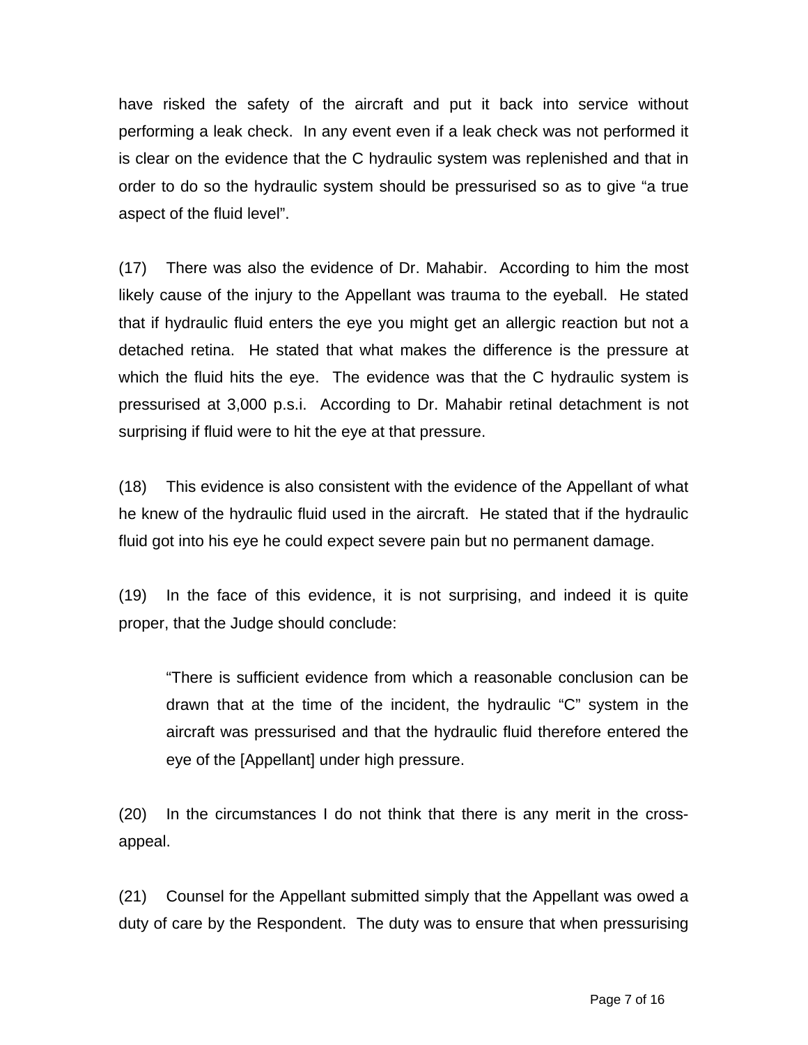have risked the safety of the aircraft and put it back into service without performing a leak check. In any event even if a leak check was not performed it is clear on the evidence that the C hydraulic system was replenished and that in order to do so the hydraulic system should be pressurised so as to give "a true aspect of the fluid level".

(17) There was also the evidence of Dr. Mahabir. According to him the most likely cause of the injury to the Appellant was trauma to the eyeball. He stated that if hydraulic fluid enters the eye you might get an allergic reaction but not a detached retina. He stated that what makes the difference is the pressure at which the fluid hits the eye. The evidence was that the C hydraulic system is pressurised at 3,000 p.s.i. According to Dr. Mahabir retinal detachment is not surprising if fluid were to hit the eye at that pressure.

(18) This evidence is also consistent with the evidence of the Appellant of what he knew of the hydraulic fluid used in the aircraft. He stated that if the hydraulic fluid got into his eye he could expect severe pain but no permanent damage.

(19) In the face of this evidence, it is not surprising, and indeed it is quite proper, that the Judge should conclude:

> "There is sufficient evidence from which a reasonable conclusion can be drawn that at the time of the incident, the hydraulic "C" system in the aircraft was pressurised and that the hydraulic fluid therefore entered the eye of the [Appellant] under high pressure.

(20) In the circumstances I do not think that there is any merit in the cross-appeal.

(21) Counsel for the Appellant submitted simply that the Appellant was owed a duty of care by the Respondent. The duty was to ensure that when pressurising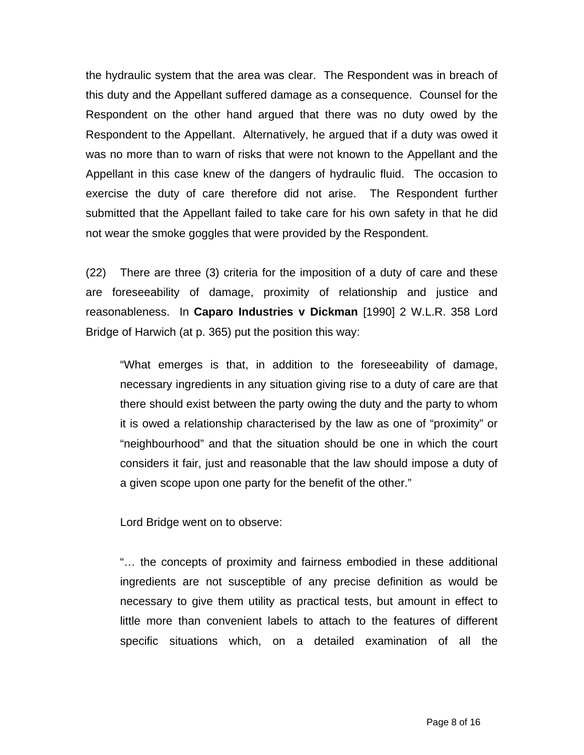the hydraulic system that the area was clear. The Respondent was in breach of this duty and the Appellant suffered damage as a consequence. Counsel for the Respondent on the other hand argued that there was no duty owed by the Respondent to the Appellant. Alternatively, he argued that if a duty was owed it was no more than to warn of risks that were not known to the Appellant and the Appellant in this case knew of the dangers of hydraulic fluid. The occasion to exercise the duty of care therefore did not arise. The Respondent further submitted that the Appellant failed to take care for his own safety in that he did not wear the smoke goggles that were provided by the Respondent.

(22) There are three (3) criteria for the imposition of a duty of care and these are foreseeability of damage, proximity of relationship and justice and reasonableness. In **Caparo Industries v Dickman** [1990] 2 W.L.R. 358 Lord Bridge of Harwich (at p. 365) put the position this way:

> "What emerges is that, in addition to the foreseeability of damage, necessary ingredients in any situation giving rise to a duty of care are that there should exist between the party owing the duty and the party to whom it is owed a relationship characterised by the law as one of "proximity" or "neighbourhood" and that the situation should be one in which the court considers it fair, just and reasonable that the law should impose a duty of a given scope upon one party for the benefit of the other."
>
> Lord Bridge went on to observe:
>
> "… the concepts of proximity and fairness embodied in these additional ingredients are not susceptible of any precise definition as would be necessary to give them utility as practical tests, but amount in effect to little more than convenient labels to attach to the features of different specific situations which, on a detailed examination of all the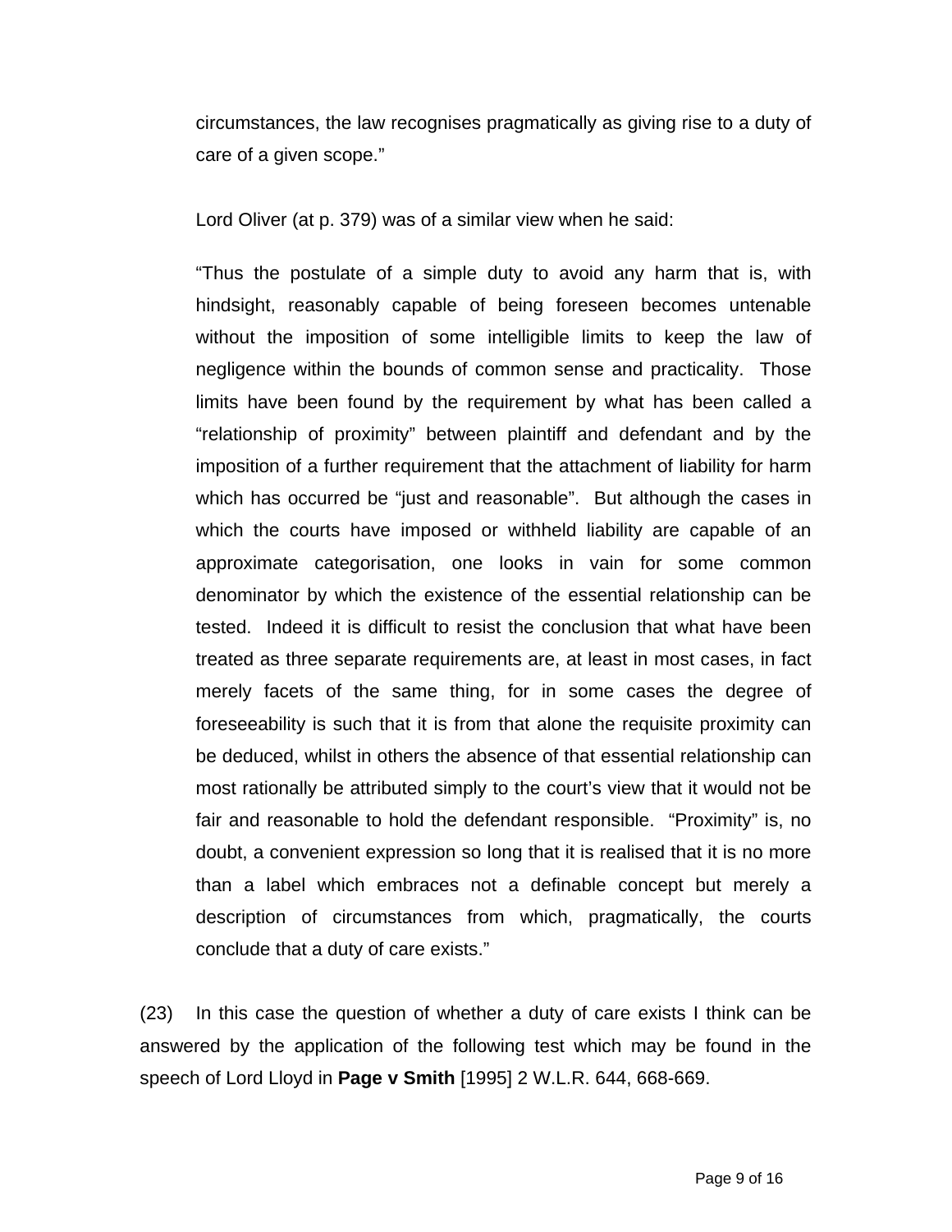circumstances, the law recognises pragmatically as giving rise to a duty of care of a given scope."

Lord Oliver (at p. 379) was of a similar view when he said:

"Thus the postulate of a simple duty to avoid any harm that is, with hindsight, reasonably capable of being foreseen becomes untenable without the imposition of some intelligible limits to keep the law of negligence within the bounds of common sense and practicality. Those limits have been found by the requirement by what has been called a "relationship of proximity" between plaintiff and defendant and by the imposition of a further requirement that the attachment of liability for harm which has occurred be "just and reasonable". But although the cases in which the courts have imposed or withheld liability are capable of an approximate categorisation, one looks in vain for some common denominator by which the existence of the essential relationship can be tested. Indeed it is difficult to resist the conclusion that what have been treated as three separate requirements are, at least in most cases, in fact merely facets of the same thing, for in some cases the degree of foreseeability is such that it is from that alone the requisite proximity can be deduced, whilst in others the absence of that essential relationship can most rationally be attributed simply to the court's view that it would not be fair and reasonable to hold the defendant responsible. "Proximity" is, no doubt, a convenient expression so long that it is realised that it is no more than a label which embraces not a definable concept but merely a description of circumstances from which, pragmatically, the courts conclude that a duty of care exists."

(23) In this case the question of whether a duty of care exists I think can be answered by the application of the following test which may be found in the speech of Lord Lloyd in **Page v Smith** [1995] 2 W.L.R. 644, 668-669.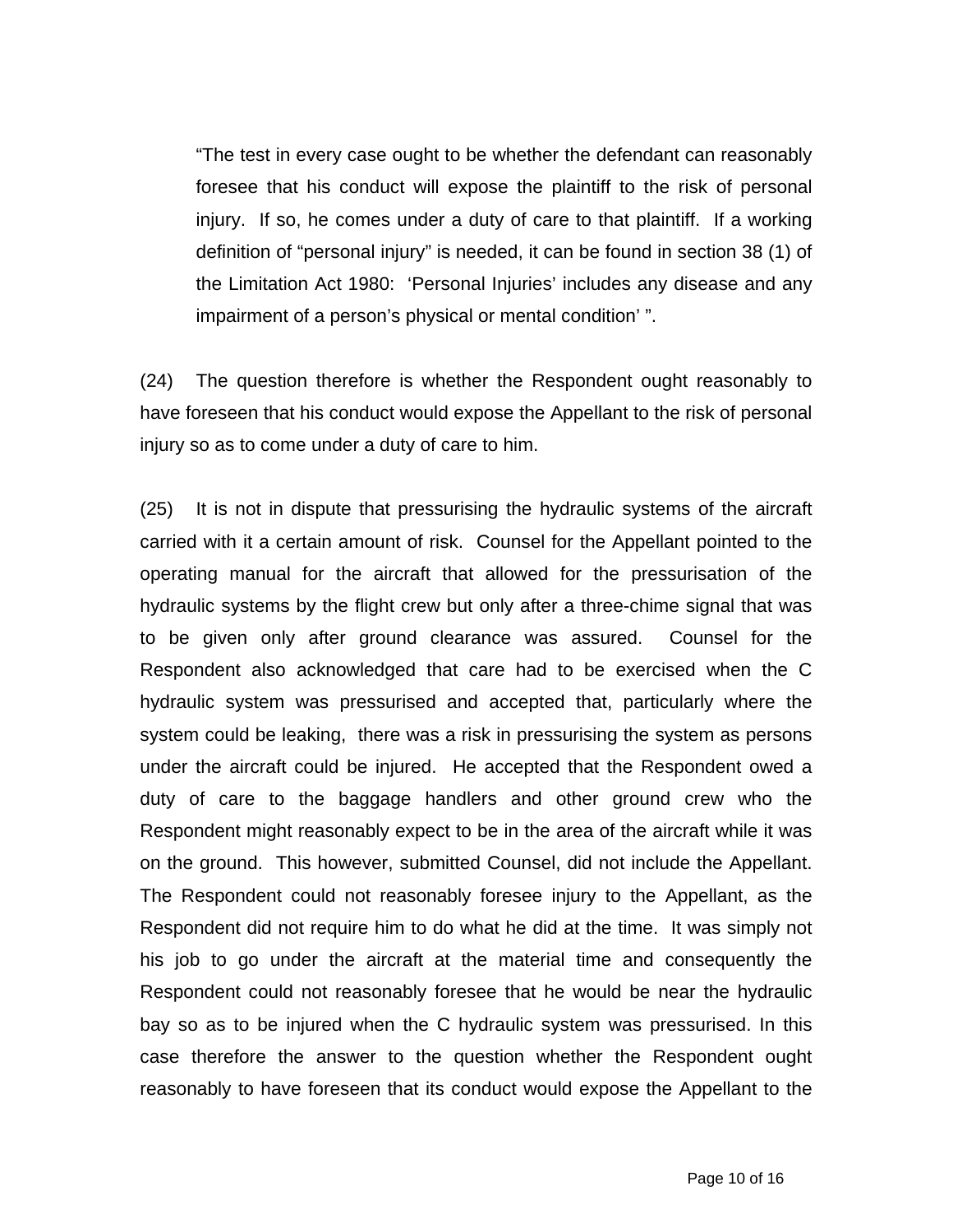> "The test in every case ought to be whether the defendant can reasonably foresee that his conduct will expose the plaintiff to the risk of personal injury. If so, he comes under a duty of care to that plaintiff. If a working definition of "personal injury" is needed, it can be found in section 38 (1) of the Limitation Act 1980: 'Personal Injuries' includes any disease and any impairment of a person's physical or mental condition' ".

(24) The question therefore is whether the Respondent ought reasonably to have foreseen that his conduct would expose the Appellant to the risk of personal injury so as to come under a duty of care to him.

(25) It is not in dispute that pressurising the hydraulic systems of the aircraft carried with it a certain amount of risk. Counsel for the Appellant pointed to the operating manual for the aircraft that allowed for the pressurisation of the hydraulic systems by the flight crew but only after a three-chime signal that was to be given only after ground clearance was assured. Counsel for the Respondent also acknowledged that care had to be exercised when the C hydraulic system was pressurised and accepted that, particularly where the system could be leaking, there was a risk in pressurising the system as persons under the aircraft could be injured. He accepted that the Respondent owed a duty of care to the baggage handlers and other ground crew who the Respondent might reasonably expect to be in the area of the aircraft while it was on the ground. This however, submitted Counsel, did not include the Appellant. The Respondent could not reasonably foresee injury to the Appellant, as the Respondent did not require him to do what he did at the time. It was simply not his job to go under the aircraft at the material time and consequently the Respondent could not reasonably foresee that he would be near the hydraulic bay so as to be injured when the C hydraulic system was pressurised. In this case therefore the answer to the question whether the Respondent ought reasonably to have foreseen that its conduct would expose the Appellant to the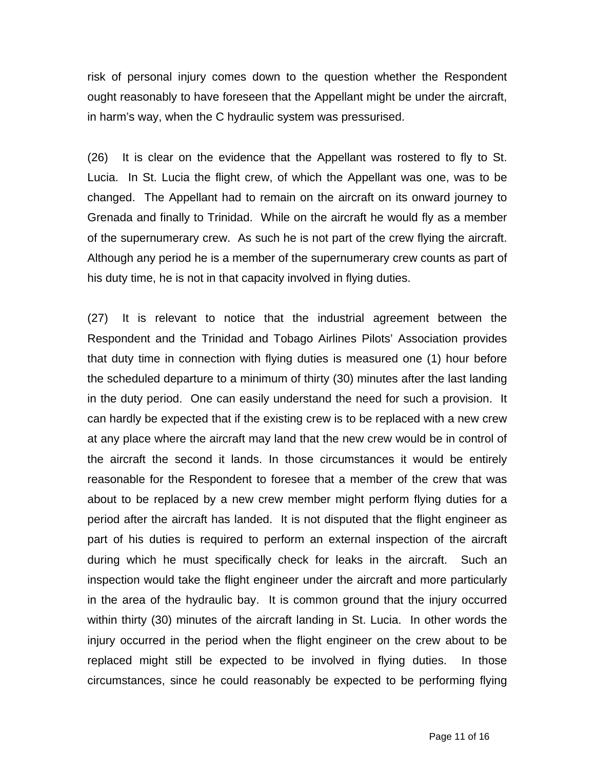risk of personal injury comes down to the question whether the Respondent ought reasonably to have foreseen that the Appellant might be under the aircraft, in harm's way, when the C hydraulic system was pressurised.

(26) It is clear on the evidence that the Appellant was rostered to fly to St. Lucia. In St. Lucia the flight crew, of which the Appellant was one, was to be changed. The Appellant had to remain on the aircraft on its onward journey to Grenada and finally to Trinidad. While on the aircraft he would fly as a member of the supernumerary crew. As such he is not part of the crew flying the aircraft. Although any period he is a member of the supernumerary crew counts as part of his duty time, he is not in that capacity involved in flying duties.

(27) It is relevant to notice that the industrial agreement between the Respondent and the Trinidad and Tobago Airlines Pilots' Association provides that duty time in connection with flying duties is measured one (1) hour before the scheduled departure to a minimum of thirty (30) minutes after the last landing in the duty period. One can easily understand the need for such a provision. It can hardly be expected that if the existing crew is to be replaced with a new crew at any place where the aircraft may land that the new crew would be in control of the aircraft the second it lands. In those circumstances it would be entirely reasonable for the Respondent to foresee that a member of the crew that was about to be replaced by a new crew member might perform flying duties for a period after the aircraft has landed. It is not disputed that the flight engineer as part of his duties is required to perform an external inspection of the aircraft during which he must specifically check for leaks in the aircraft. Such an inspection would take the flight engineer under the aircraft and more particularly in the area of the hydraulic bay. It is common ground that the injury occurred within thirty (30) minutes of the aircraft landing in St. Lucia. In other words the injury occurred in the period when the flight engineer on the crew about to be replaced might still be expected to be involved in flying duties. In those circumstances, since he could reasonably be expected to be performing flying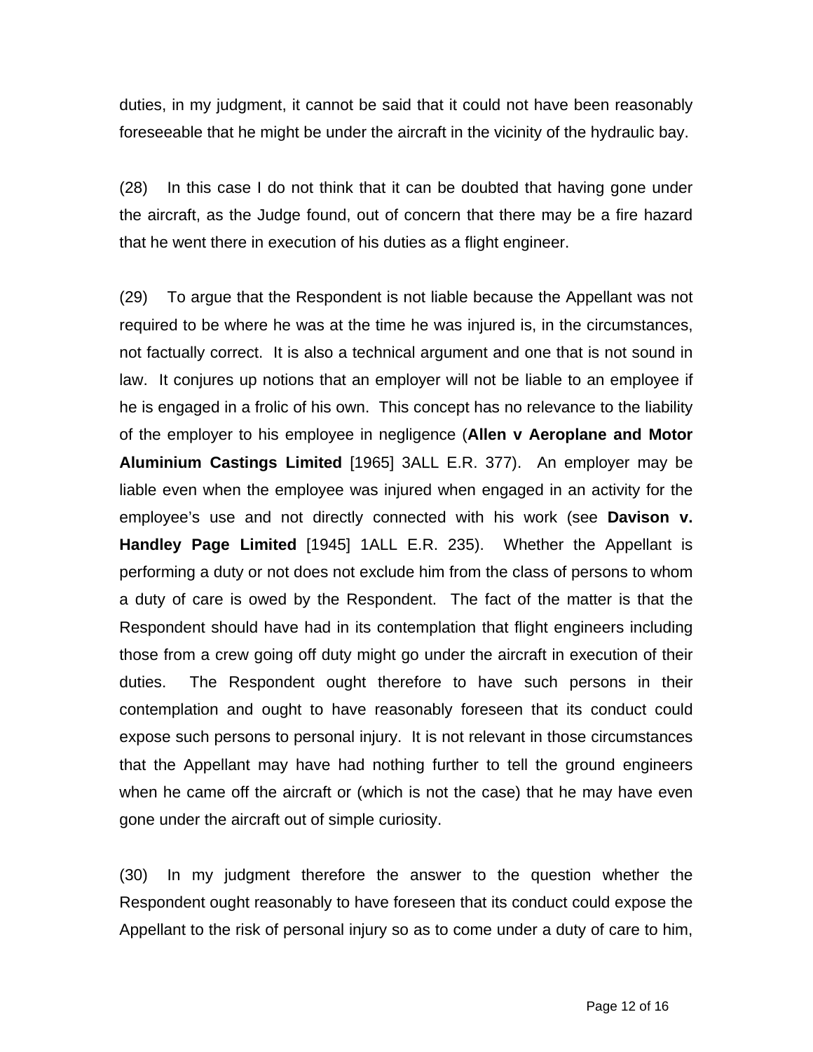duties, in my judgment, it cannot be said that it could not have been reasonably foreseeable that he might be under the aircraft in the vicinity of the hydraulic bay.

(28) In this case I do not think that it can be doubted that having gone under the aircraft, as the Judge found, out of concern that there may be a fire hazard that he went there in execution of his duties as a flight engineer.

(29) To argue that the Respondent is not liable because the Appellant was not required to be where he was at the time he was injured is, in the circumstances, not factually correct. It is also a technical argument and one that is not sound in law. It conjures up notions that an employer will not be liable to an employee if he is engaged in a frolic of his own. This concept has no relevance to the liability of the employer to his employee in negligence (**Allen v Aeroplane and Motor Aluminium Castings Limited** [1965] 3ALL E.R. 377). An employer may be liable even when the employee was injured when engaged in an activity for the employee's use and not directly connected with his work (see **Davison v. Handley Page Limited** [1945] 1ALL E.R. 235). Whether the Appellant is performing a duty or not does not exclude him from the class of persons to whom a duty of care is owed by the Respondent. The fact of the matter is that the Respondent should have had in its contemplation that flight engineers including those from a crew going off duty might go under the aircraft in execution of their duties. The Respondent ought therefore to have such persons in their contemplation and ought to have reasonably foreseen that its conduct could expose such persons to personal injury. It is not relevant in those circumstances that the Appellant may have had nothing further to tell the ground engineers when he came off the aircraft or (which is not the case) that he may have even gone under the aircraft out of simple curiosity.

(30) In my judgment therefore the answer to the question whether the Respondent ought reasonably to have foreseen that its conduct could expose the Appellant to the risk of personal injury so as to come under a duty of care to him,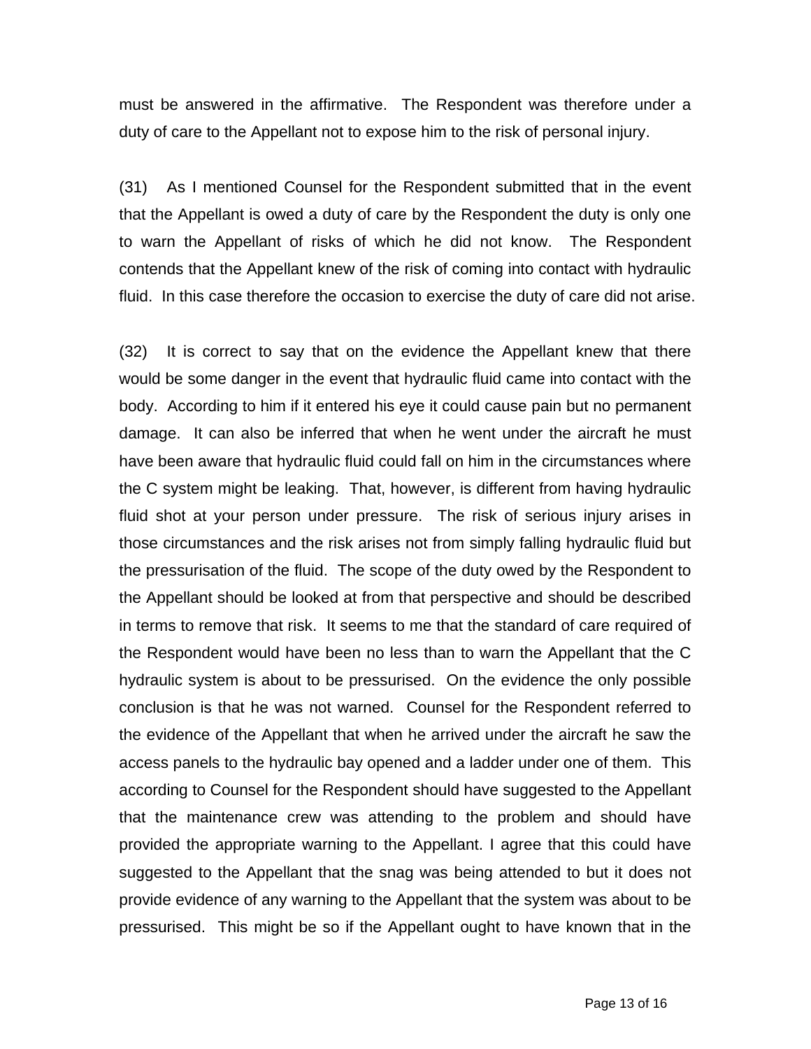must be answered in the affirmative. The Respondent was therefore under a duty of care to the Appellant not to expose him to the risk of personal injury.

(31) As I mentioned Counsel for the Respondent submitted that in the event that the Appellant is owed a duty of care by the Respondent the duty is only one to warn the Appellant of risks of which he did not know. The Respondent contends that the Appellant knew of the risk of coming into contact with hydraulic fluid. In this case therefore the occasion to exercise the duty of care did not arise.

(32) It is correct to say that on the evidence the Appellant knew that there would be some danger in the event that hydraulic fluid came into contact with the body. According to him if it entered his eye it could cause pain but no permanent damage. It can also be inferred that when he went under the aircraft he must have been aware that hydraulic fluid could fall on him in the circumstances where the C system might be leaking. That, however, is different from having hydraulic fluid shot at your person under pressure. The risk of serious injury arises in those circumstances and the risk arises not from simply falling hydraulic fluid but the pressurisation of the fluid. The scope of the duty owed by the Respondent to the Appellant should be looked at from that perspective and should be described in terms to remove that risk. It seems to me that the standard of care required of the Respondent would have been no less than to warn the Appellant that the C hydraulic system is about to be pressurised. On the evidence the only possible conclusion is that he was not warned. Counsel for the Respondent referred to the evidence of the Appellant that when he arrived under the aircraft he saw the access panels to the hydraulic bay opened and a ladder under one of them. This according to Counsel for the Respondent should have suggested to the Appellant that the maintenance crew was attending to the problem and should have provided the appropriate warning to the Appellant. I agree that this could have suggested to the Appellant that the snag was being attended to but it does not provide evidence of any warning to the Appellant that the system was about to be pressurised. This might be so if the Appellant ought to have known that in the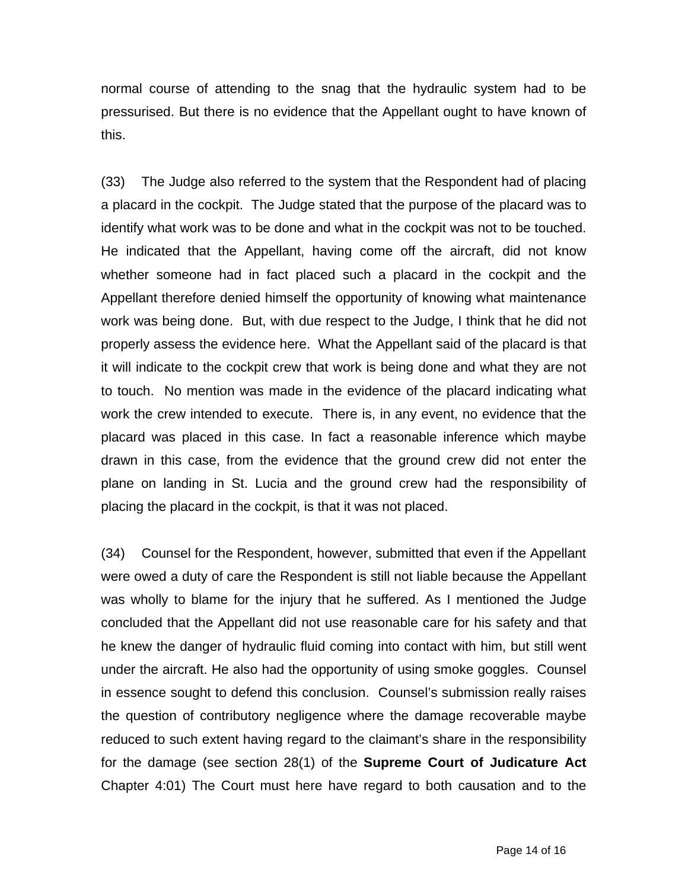normal course of attending to the snag that the hydraulic system had to be pressurised. But there is no evidence that the Appellant ought to have known of this.

(33) The Judge also referred to the system that the Respondent had of placing a placard in the cockpit. The Judge stated that the purpose of the placard was to identify what work was to be done and what in the cockpit was not to be touched. He indicated that the Appellant, having come off the aircraft, did not know whether someone had in fact placed such a placard in the cockpit and the Appellant therefore denied himself the opportunity of knowing what maintenance work was being done. But, with due respect to the Judge, I think that he did not properly assess the evidence here. What the Appellant said of the placard is that it will indicate to the cockpit crew that work is being done and what they are not to touch. No mention was made in the evidence of the placard indicating what work the crew intended to execute. There is, in any event, no evidence that the placard was placed in this case. In fact a reasonable inference which maybe drawn in this case, from the evidence that the ground crew did not enter the plane on landing in St. Lucia and the ground crew had the responsibility of placing the placard in the cockpit, is that it was not placed.

(34) Counsel for the Respondent, however, submitted that even if the Appellant were owed a duty of care the Respondent is still not liable because the Appellant was wholly to blame for the injury that he suffered. As I mentioned the Judge concluded that the Appellant did not use reasonable care for his safety and that he knew the danger of hydraulic fluid coming into contact with him, but still went under the aircraft. He also had the opportunity of using smoke goggles. Counsel in essence sought to defend this conclusion. Counsel's submission really raises the question of contributory negligence where the damage recoverable maybe reduced to such extent having regard to the claimant's share in the responsibility for the damage (see section 28(1) of the **Supreme Court of Judicature Act** Chapter 4:01) The Court must here have regard to both causation and to the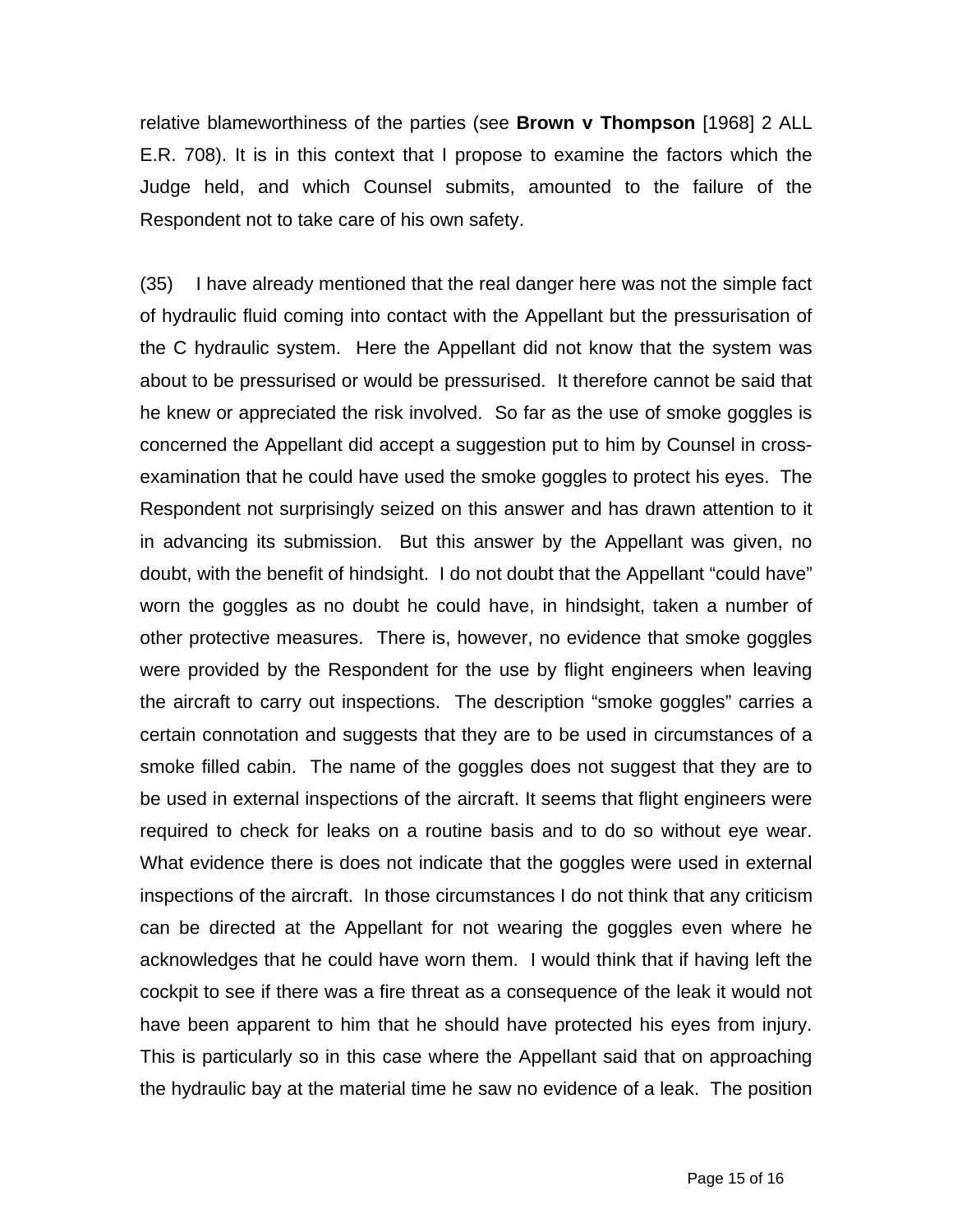relative blameworthiness of the parties (see **Brown v Thompson** [1968] 2 ALL E.R. 708). It is in this context that I propose to examine the factors which the Judge held, and which Counsel submits, amounted to the failure of the Respondent not to take care of his own safety.

(35) I have already mentioned that the real danger here was not the simple fact of hydraulic fluid coming into contact with the Appellant but the pressurisation of the C hydraulic system. Here the Appellant did not know that the system was about to be pressurised or would be pressurised. It therefore cannot be said that he knew or appreciated the risk involved. So far as the use of smoke goggles is concerned the Appellant did accept a suggestion put to him by Counsel in cross-examination that he could have used the smoke goggles to protect his eyes. The Respondent not surprisingly seized on this answer and has drawn attention to it in advancing its submission. But this answer by the Appellant was given, no doubt, with the benefit of hindsight. I do not doubt that the Appellant "could have" worn the goggles as no doubt he could have, in hindsight, taken a number of other protective measures. There is, however, no evidence that smoke goggles were provided by the Respondent for the use by flight engineers when leaving the aircraft to carry out inspections. The description "smoke goggles" carries a certain connotation and suggests that they are to be used in circumstances of a smoke filled cabin. The name of the goggles does not suggest that they are to be used in external inspections of the aircraft. It seems that flight engineers were required to check for leaks on a routine basis and to do so without eye wear. What evidence there is does not indicate that the goggles were used in external inspections of the aircraft. In those circumstances I do not think that any criticism can be directed at the Appellant for not wearing the goggles even where he acknowledges that he could have worn them. I would think that if having left the cockpit to see if there was a fire threat as a consequence of the leak it would not have been apparent to him that he should have protected his eyes from injury. This is particularly so in this case where the Appellant said that on approaching the hydraulic bay at the material time he saw no evidence of a leak. The position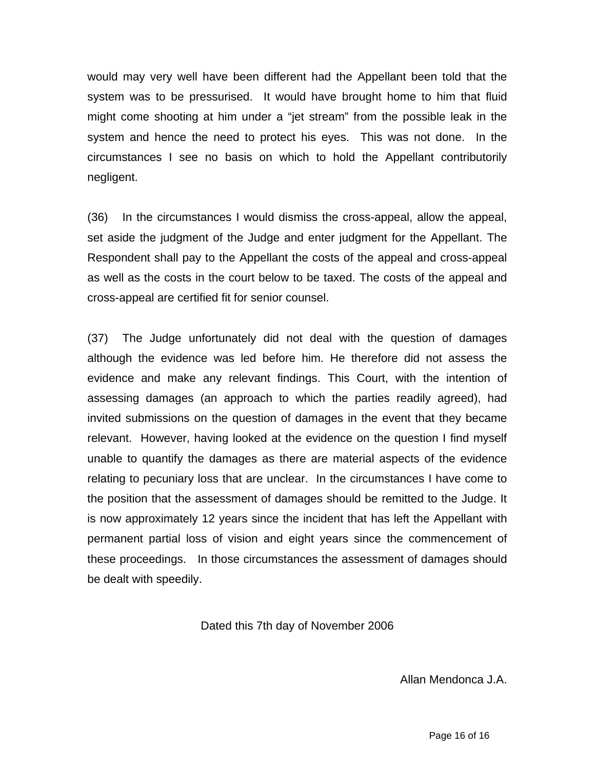would may very well have been different had the Appellant been told that the system was to be pressurised. It would have brought home to him that fluid might come shooting at him under a “jet stream” from the possible leak in the system and hence the need to protect his eyes. This was not done. In the circumstances I see no basis on which to hold the Appellant contributorily negligent.

(36) In the circumstances I would dismiss the cross-appeal, allow the appeal, set aside the judgment of the Judge and enter judgment for the Appellant. The Respondent shall pay to the Appellant the costs of the appeal and cross-appeal as well as the costs in the court below to be taxed. The costs of the appeal and cross-appeal are certified fit for senior counsel.

(37) The Judge unfortunately did not deal with the question of damages although the evidence was led before him. He therefore did not assess the evidence and make any relevant findings. This Court, with the intention of assessing damages (an approach to which the parties readily agreed), had invited submissions on the question of damages in the event that they became relevant. However, having looked at the evidence on the question I find myself unable to quantify the damages as there are material aspects of the evidence relating to pecuniary loss that are unclear. In the circumstances I have come to the position that the assessment of damages should be remitted to the Judge. It is now approximately 12 years since the incident that has left the Appellant with permanent partial loss of vision and eight years since the commencement of these proceedings. In those circumstances the assessment of damages should be dealt with speedily.

Dated this 7th day of November 2006

Allan Mendonca J.A.